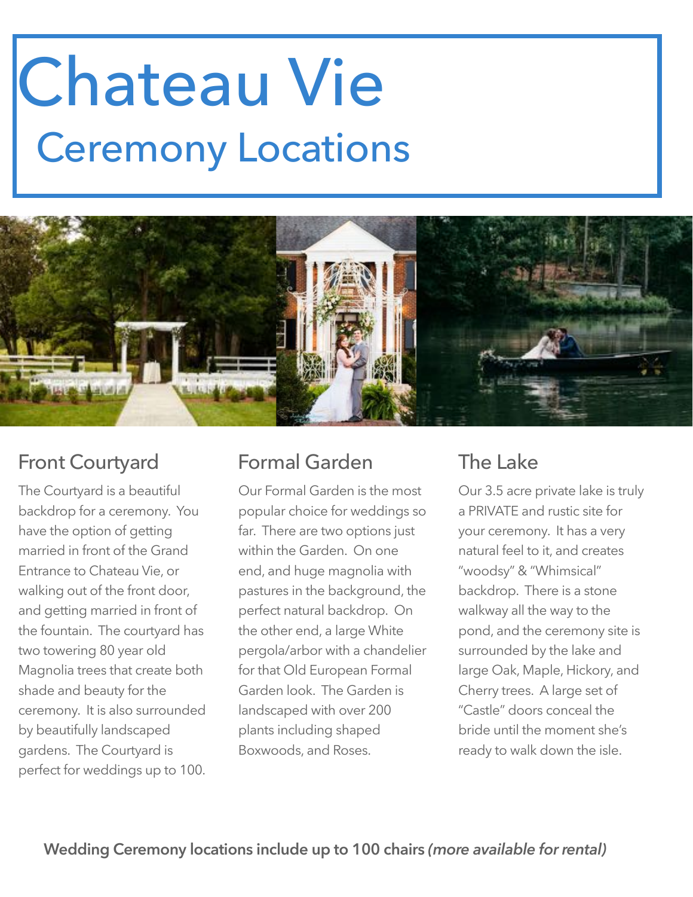# Chateau Vie

## Ceremony Locations

### Front Courtyard

The Courtyard is a beautiful backdrop for a ceremony. You have the option of getting married in front of the Grand Entrance to Chateau Vie, or walking out of the front door, and getting married in front of the fountain. The courtyard has two towering 80 year old Magnolia trees that create both shade and beauty for the ceremony. It is also surrounded by beautifully landscaped gardens. The Courtyard is perfect for weddings up to 100.

### Formal Garden

Our Formal Garden is the most popular choice for weddings so far. There are two options just within the Garden. On one end, and huge magnolia with pastures in the background, the perfect natural backdrop. On the other end, a large White pergola/arbor with a chandelier for that Old European Formal Garden look. The Garden is landscaped with over 200 plants including shaped Boxwoods, and Roses.

### The Lake

Our 3.5 acre private lake is truly a PRIVATE and rustic site for your ceremony. It has a very natural feel to it, and creates "woodsy" & "Whimsical" backdrop. There is a stone walkway all the way to the pond, and the ceremony site is surrounded by the lake and large Oak, Maple, Hickory, and Cherry trees. A large set of "Castle" doors conceal the bride until the moment she's ready to walk down the isle.

**Wedding Ceremony locations include up to 100 chairs** ***(more available for rental)***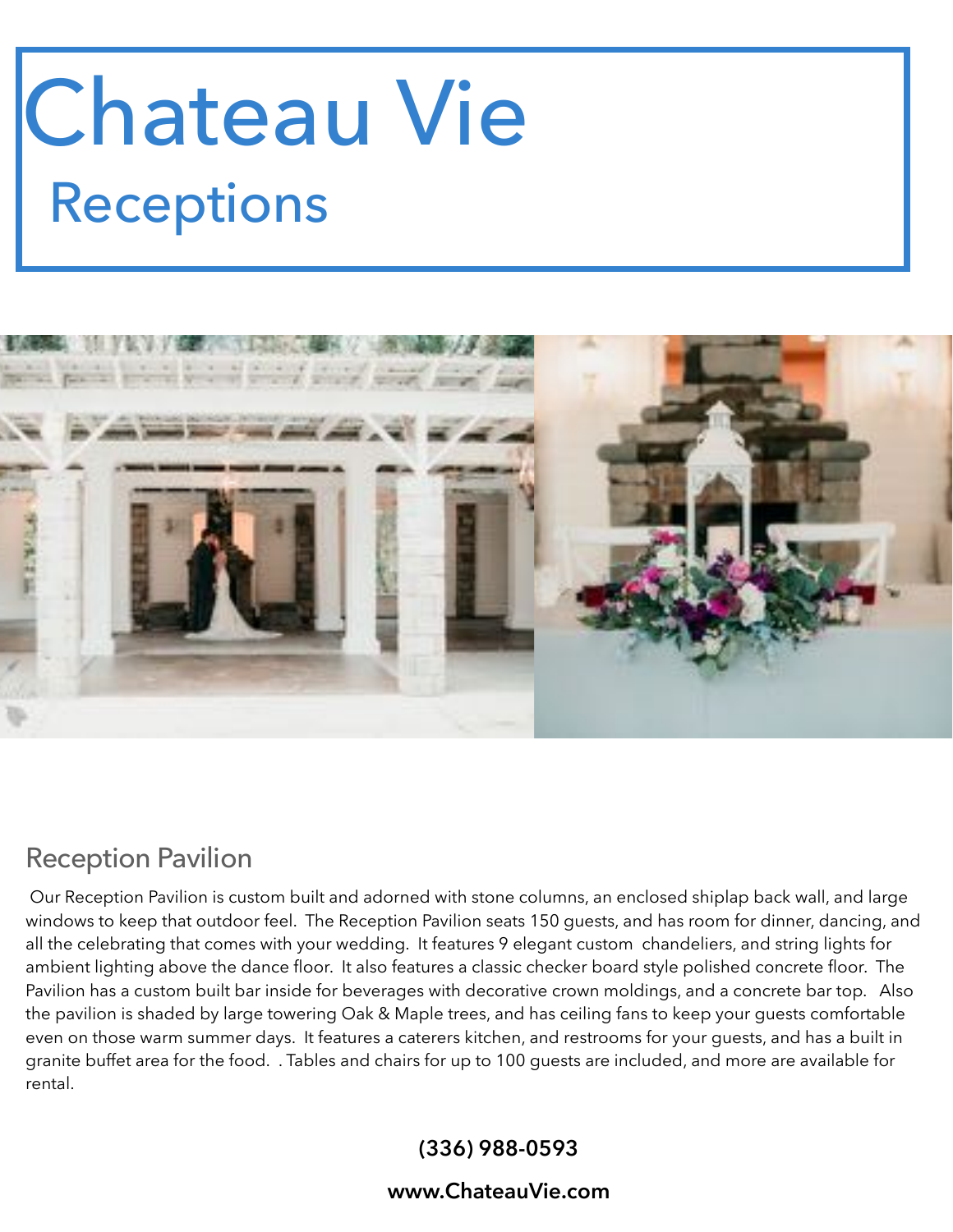# Chateau Vie

## Receptions

### Reception Pavilion

Our Reception Pavilion is custom built and adorned with stone columns, an enclosed shiplap back wall, and large windows to keep that outdoor feel. The Reception Pavilion seats 150 guests, and has room for dinner, dancing, and all the celebrating that comes with your wedding. It features 9 elegant custom chandeliers, and string lights for ambient lighting above the dance floor. It also features a classic checker board style polished concrete floor. The Pavilion has a custom built bar inside for beverages with decorative crown moldings, and a concrete bar top. Also the pavilion is shaded by large towering Oak & Maple trees, and has ceiling fans to keep your guests comfortable even on those warm summer days. It features a caterers kitchen, and restrooms for your guests, and has a built in granite buffet area for the food. . Tables and chairs for up to 100 guests are included, and more are available for rental.

**(336) 988-0593**

**www.ChateauVie.com**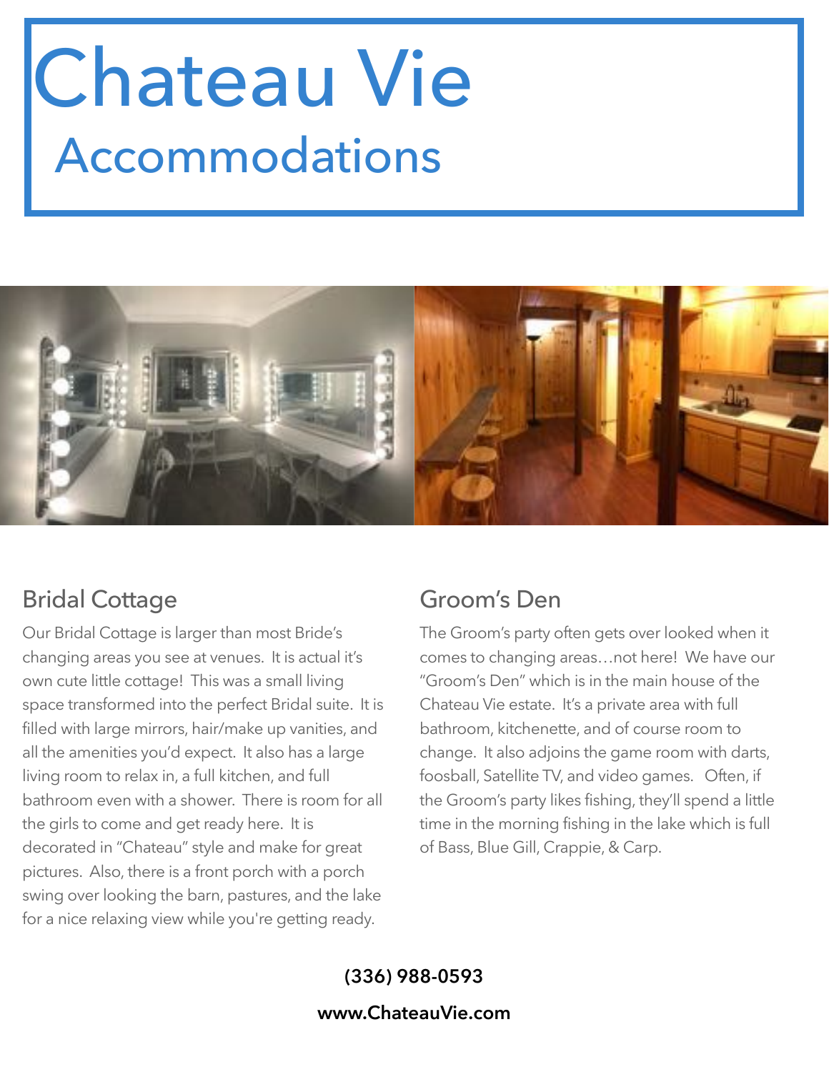# Chateau Vie

## Accommodations

### Bridal Cottage

Our Bridal Cottage is larger than most Bride's changing areas you see at venues. It is actual it's own cute little cottage! This was a small living space transformed into the perfect Bridal suite. It is filled with large mirrors, hair/make up vanities, and all the amenities you'd expect. It also has a large living room to relax in, a full kitchen, and full bathroom even with a shower. There is room for all the girls to come and get ready here. It is decorated in "Chateau" style and make for great pictures. Also, there is a front porch with a porch swing over looking the barn, pastures, and the lake for a nice relaxing view while you're getting ready.

### Groom's Den

The Groom's party often gets over looked when it comes to changing areas…not here! We have our "Groom's Den" which is in the main house of the Chateau Vie estate. It's a private area with full bathroom, kitchenette, and of course room to change. It also adjoins the game room with darts, foosball, Satellite TV, and video games. Often, if the Groom's party likes fishing, they'll spend a little time in the morning fishing in the lake which is full of Bass, Blue Gill, Crappie, & Carp.

**(336) 988-0593**

**www.ChateauVie.com**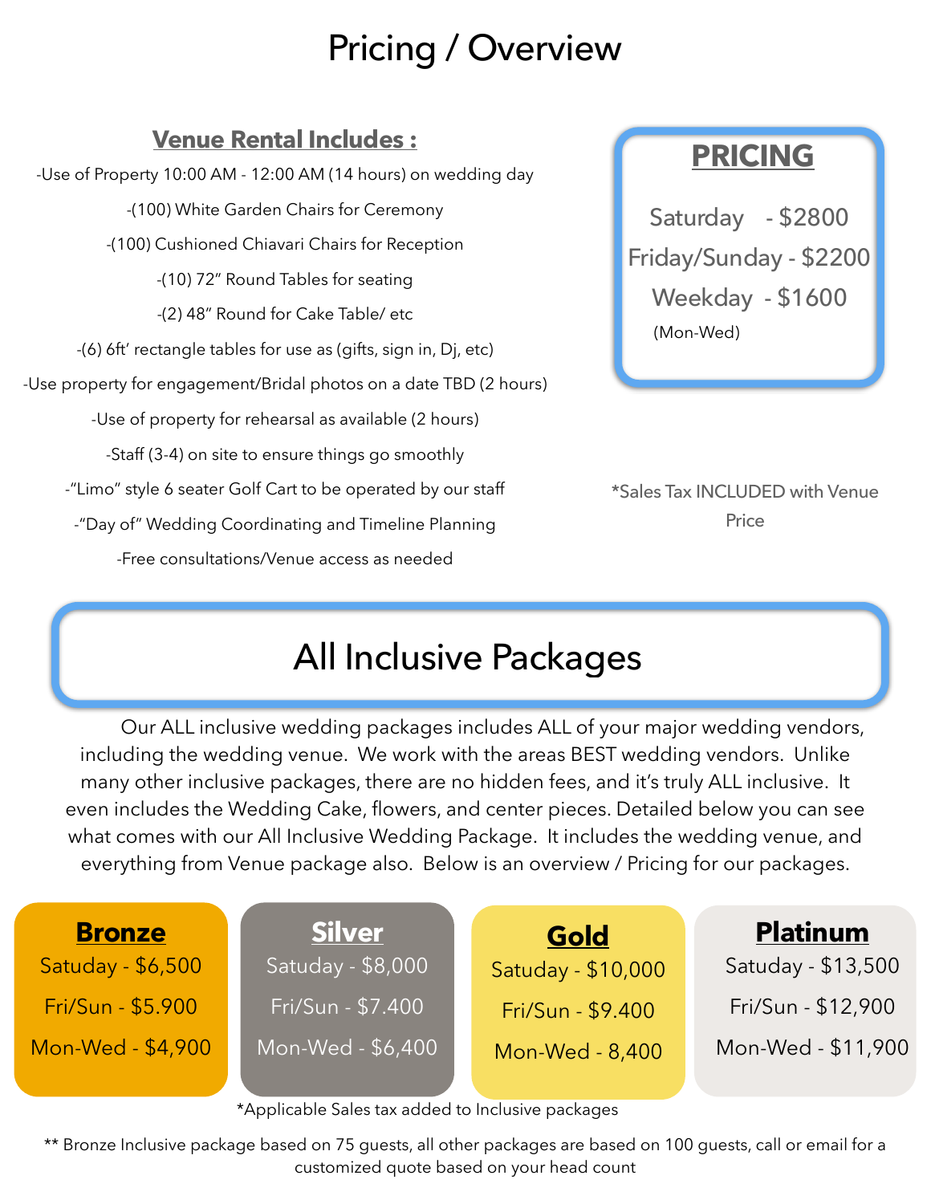# Pricing / Overview

## Venue Rental Includes :

-Use of Property 10:00 AM - 12:00 AM (14 hours) on wedding day

-(100) White Garden Chairs for Ceremony

-(100) Cushioned Chiavari Chairs for Reception

-(10) 72" Round Tables for seating

-(2) 48" Round for Cake Table/ etc

-(6) 6ft' rectangle tables for use as (gifts, sign in, Dj, etc)

-Use property for engagement/Bridal photos on a date TBD (2 hours)

-Use of property for rehearsal as available (2 hours)

-Staff (3-4) on site to ensure things go smoothly

-"Limo" style 6 seater Golf Cart to be operated by our staff

-"Day of" Wedding Coordinating and Timeline Planning

-Free consultations/Venue access as needed

## PRICING

Saturday - $2800

Friday/Sunday - $2200

Weekday - $1600
(Mon-Wed)

*Sales Tax INCLUDED with Venue Price

## All Inclusive Packages

Our ALL inclusive wedding packages includes ALL of your major wedding vendors, including the wedding venue. We work with the areas BEST wedding vendors. Unlike many other inclusive packages, there are no hidden fees, and it's truly ALL inclusive. It even includes the Wedding Cake, flowers, and center pieces. Detailed below you can see what comes with our All Inclusive Wedding Package. It includes the wedding venue, and everything from Venue package also. Below is an overview / Pricing for our packages.

| **Bronze** | **Silver** | **Gold** | **Platinum** |
|---|---|---|---|
| Satuday - $6,500 | Satuday - $8,000 | Satuday - $10,000 | Satuday - $13,500 |
| Fri/Sun - $5.900 | Fri/Sun - $7.400 | Fri/Sun - $9.400 | Fri/Sun - $12,900 |
| Mon-Wed - $4,900 | Mon-Wed - $6,400 | Mon-Wed - 8,400 | Mon-Wed - $11,900 |

*Applicable Sales tax added to Inclusive packages

** Bronze Inclusive package based on 75 guests, all other packages are based on 100 guests, call or email for a customized quote based on your head count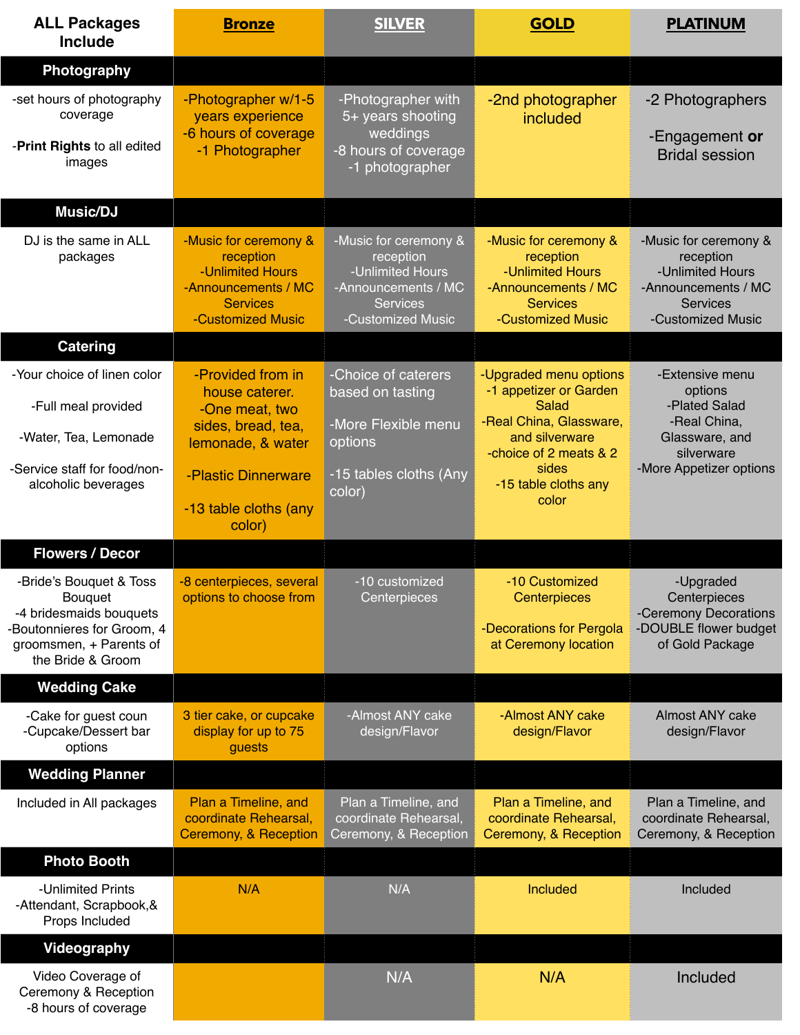| ALL Packages Include | Bronze | SILVER | GOLD | PLATINUM |
|---|---|---|---|---|
| **Photography** | | | | |
| -set hours of photography coverage<br><br>-**Print Rights** to all edited images | -Photographer w/1-5 years experience<br>-6 hours of coverage<br>-1 Photographer | -Photographer with 5+ years shooting weddings<br>-8 hours of coverage<br>-1 photographer | -2nd photographer included | -2 Photographers<br><br>-Engagement **or** Bridal session |
| **Music/DJ** | | | | |
| DJ is the same in ALL packages | -Music for ceremony & reception<br>-Unlimited Hours<br>-Announcements / MC Services<br>-Customized Music | -Music for ceremony & reception<br>-Unlimited Hours<br>-Announcements / MC Services<br>-Customized Music | -Music for ceremony & reception<br>-Unlimited Hours<br>-Announcements / MC Services<br>-Customized Music | -Music for ceremony & reception<br>-Unlimited Hours<br>-Announcements / MC Services<br>-Customized Music |
| **Catering** | | | | |
| -Your choice of linen color<br><br>-Full meal provided<br><br>-Water, Tea, Lemonade<br><br>-Service staff for food/non-alcoholic beverages | -Provided from in house caterer.<br>-One meat, two sides, bread, tea, lemonade, & water<br><br>-Plastic Dinnerware<br><br>-13 table cloths (any color) | -Choice of caterers based on tasting<br><br>-More Flexible menu options<br><br>-15 tables cloths (Any color) | -Upgraded menu options<br>-1 appetizer or Garden Salad<br>-Real China, Glassware, and silverware<br>-choice of 2 meats & 2 sides<br>-15 table cloths any color | -Extensive menu options<br>-Plated Salad<br>-Real China, Glassware, and silverware<br>-More Appetizer options |
| **Flowers / Decor** | | | | |
| -Bride's Bouquet & Toss Bouquet<br>-4 bridesmaids bouquets<br>-Boutonnieres for Groom, 4 groomsmen, + Parents of the Bride & Groom | -8 centerpieces, several options to choose from | -10 customized Centerpieces | -10 Customized Centerpieces<br><br>-Decorations for Pergola at Ceremony location | -Upgraded Centerpieces<br>-Ceremony Decorations<br>-DOUBLE flower budget of Gold Package |
| **Wedding Cake** | | | | |
| -Cake for guest coun<br>-Cupcake/Dessert bar options | 3 tier cake, or cupcake display for up to 75 guests | -Almost ANY cake design/Flavor | -Almost ANY cake design/Flavor | Almost ANY cake design/Flavor |
| **Wedding Planner** | | | | |
| Included in All packages | Plan a Timeline, and coordinate Rehearsal, Ceremony, & Reception | Plan a Timeline, and coordinate Rehearsal, Ceremony, & Reception | Plan a Timeline, and coordinate Rehearsal, Ceremony, & Reception | Plan a Timeline, and coordinate Rehearsal, Ceremony, & Reception |
| **Photo Booth** | | | | |
| -Unlimited Prints<br>-Attendant, Scrapbook,& Props Included | N/A | N/A | Included | Included |
| **Videography** | | | | |
| Video Coverage of Ceremony & Reception<br>-8 hours of coverage | | N/A | N/A | Included |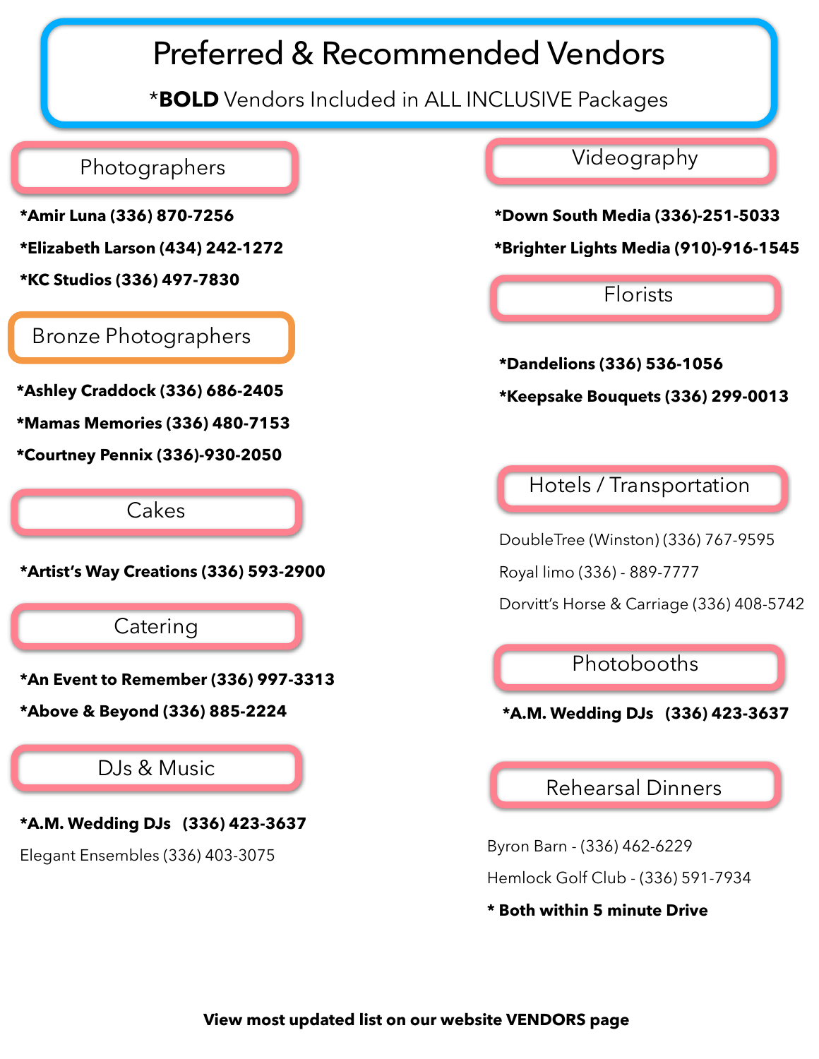# Preferred & Recommended Vendors

*__BOLD__ Vendors Included in ALL INCLUSIVE Packages

## Photographers

**\*Amir Luna (336) 870-7256**

**\*Elizabeth Larson (434) 242-1272**

**\*KC Studios (336) 497-7830**

## Bronze Photographers

**\*Ashley Craddock (336) 686-2405**

**\*Mamas Memories (336) 480-7153**

**\*Courtney Pennix (336)-930-2050**

## Cakes

**\*Artist's Way Creations (336) 593-2900**

## Catering

**\*An Event to Remember (336) 997-3313**

**\*Above & Beyond (336) 885-2224**

## DJs & Music

**\*A.M. Wedding DJs (336) 423-3637**

Elegant Ensembles (336) 403-3075

## Videography

**\*Down South Media (336)-251-5033**

**\*Brighter Lights Media (910)-916-1545**

## Florists

**\*Dandelions (336) 536-1056**

**\*Keepsake Bouquets (336) 299-0013**

## Hotels / Transportation

DoubleTree (Winston) (336) 767-9595

Royal limo (336) - 889-7777

Dorvitt's Horse & Carriage (336) 408-5742

## Photobooths

**\*A.M. Wedding DJs (336) 423-3637**

## Rehearsal Dinners

Byron Barn - (336) 462-6229

Hemlock Golf Club - (336) 591-7934

**\* Both within 5 minute Drive**

**View most updated list on our website VENDORS page**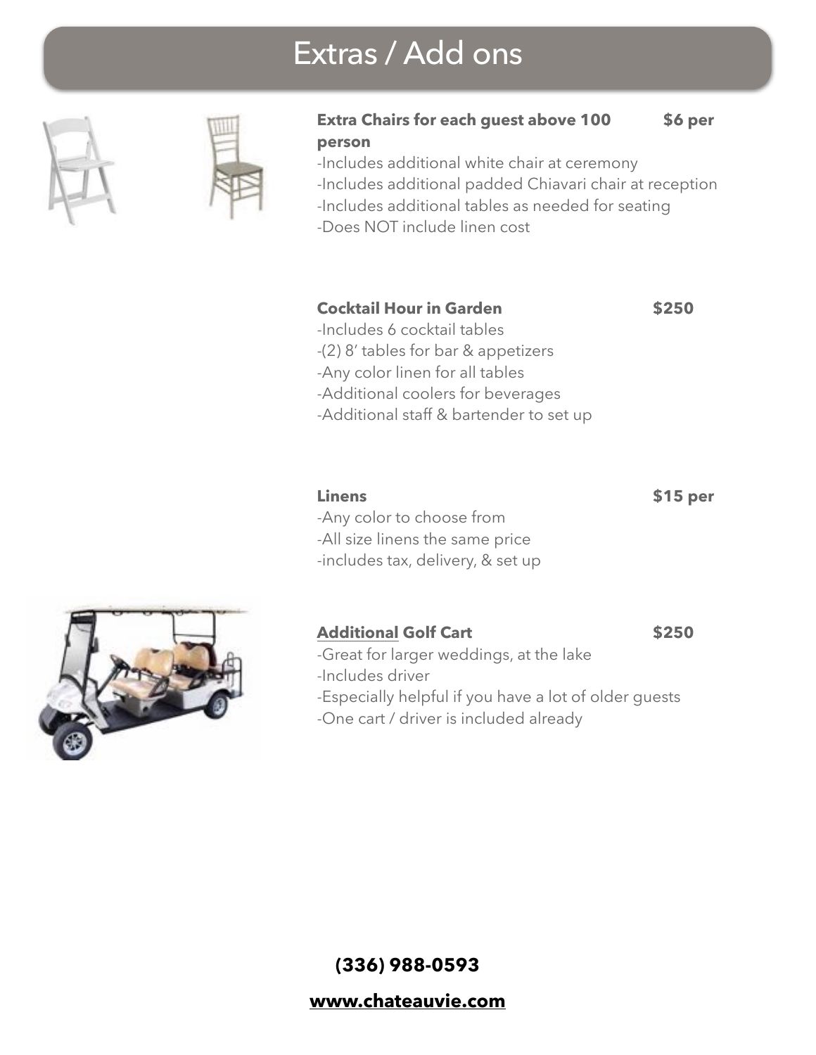# Extras / Add ons

**Extra Chairs for each guest above 100 — $6 per person**

- Includes additional white chair at ceremony
- Includes additional padded Chiavari chair at reception
- Includes additional tables as needed for seating
- Does NOT include linen cost

**Cocktail Hour in Garden — $250**

- Includes 6 cocktail tables
- (2) 8' tables for bar & appetizers
- Any color linen for all tables
- Additional coolers for beverages
- Additional staff & bartender to set up

**Linens — $15 per**

- Any color to choose from
- All size linens the same price
- includes tax, delivery, & set up

**<u>Additional</u> Golf Cart — $250**

- Great for larger weddings, at the lake
- Includes driver
- Especially helpful if you have a lot of older guests
- One cart / driver is included already

**(336) 988-0593**

**www.chateauvie.com**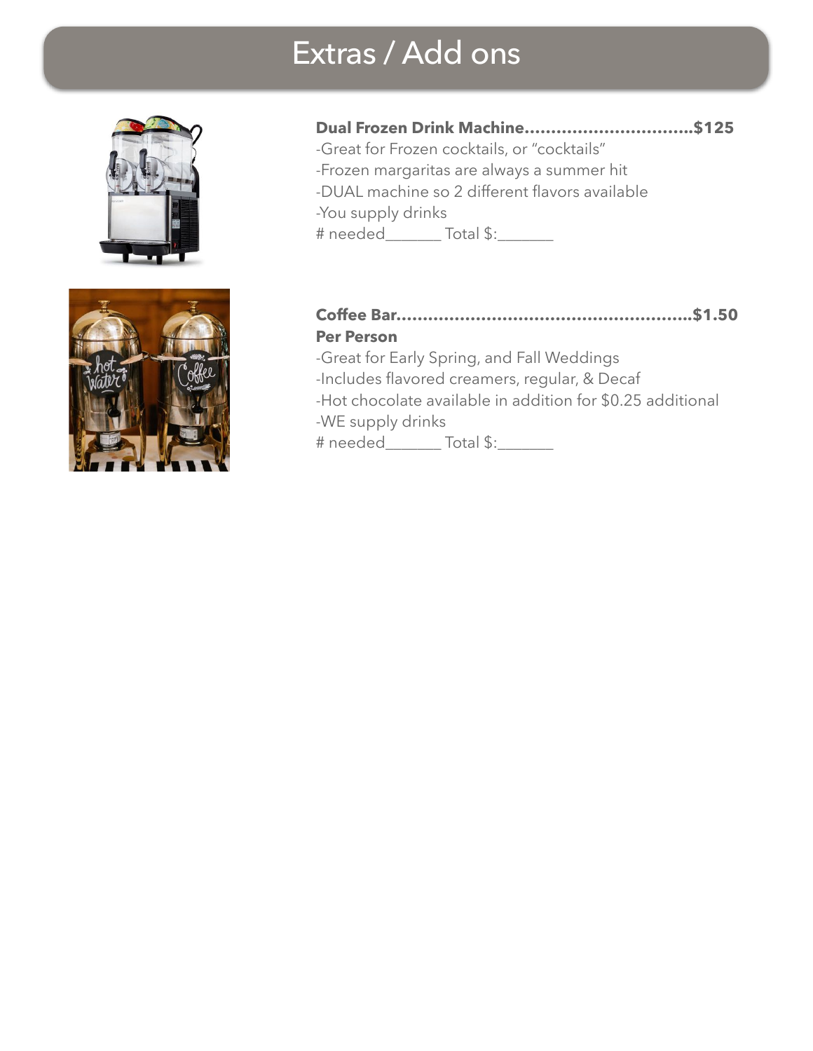# Extras / Add ons

**Dual Frozen Drink Machine................................$125**

-Great for Frozen cocktails, or "cocktails"
-Frozen margaritas are always a summer hit
-DUAL machine so 2 different flavors available
-You supply drinks
# needed_______ Total $:_______

**Coffee Bar......................................................$1.50**
**Per Person**

-Great for Early Spring, and Fall Weddings
-Includes flavored creamers, regular, & Decaf
-Hot chocolate available in addition for $0.25 additional
-WE supply drinks
# needed_______ Total $:_______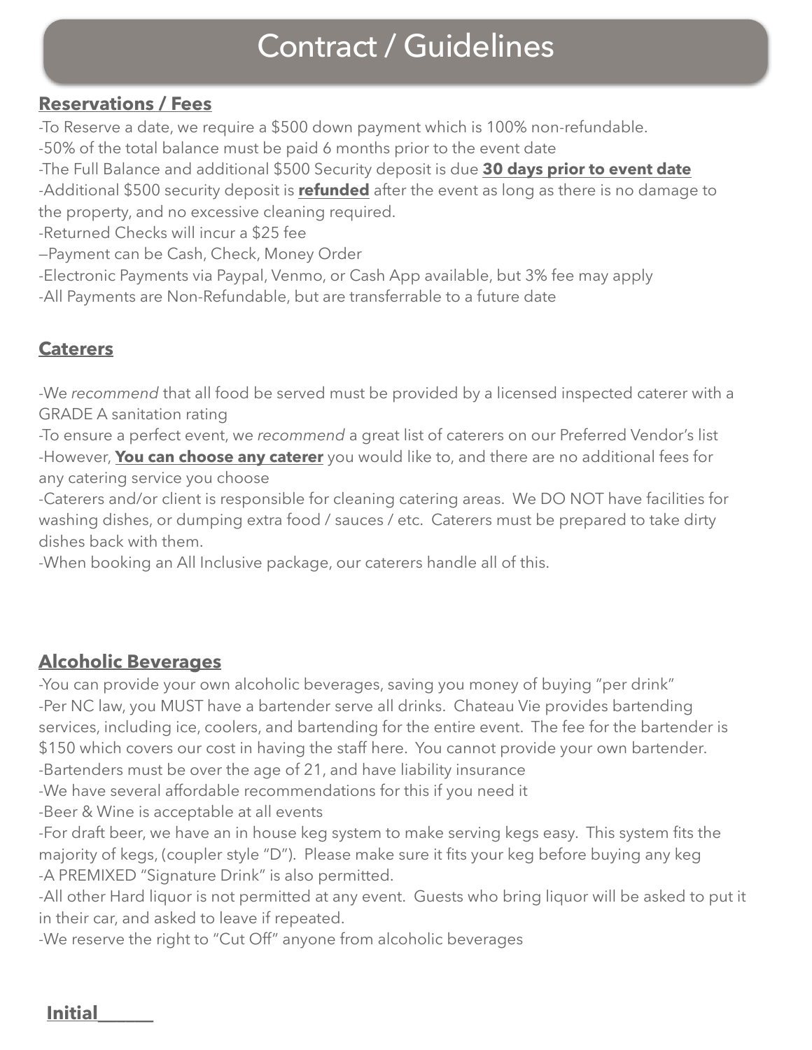# Contract / Guidelines

## Reservations / Fees

-To Reserve a date, we require a $500 down payment which is 100% non-refundable.
-50% of the total balance must be paid 6 months prior to the event date
-The Full Balance and additional $500 Security deposit is due **30 days prior to event date**
-Additional $500 security deposit is **refunded** after the event as long as there is no damage to the property, and no excessive cleaning required.
-Returned Checks will incur a $25 fee
—Payment can be Cash, Check, Money Order
-Electronic Payments via Paypal, Venmo, or Cash App available, but 3% fee may apply
-All Payments are Non-Refundable, but are transferrable to a future date

## Caterers

-We *recommend* that all food be served must be provided by a licensed inspected caterer with a GRADE A sanitation rating
-To ensure a perfect event, we *recommend* a great list of caterers on our Preferred Vendor's list
-However, **You can choose any caterer** you would like to, and there are no additional fees for any catering service you choose
-Caterers and/or client is responsible for cleaning catering areas. We DO NOT have facilities for washing dishes, or dumping extra food / sauces / etc. Caterers must be prepared to take dirty dishes back with them.
-When booking an All Inclusive package, our caterers handle all of this.

## Alcoholic Beverages

-You can provide your own alcoholic beverages, saving you money of buying "per drink"
-Per NC law, you MUST have a bartender serve all drinks. Chateau Vie provides bartending services, including ice, coolers, and bartending for the entire event. The fee for the bartender is $150 which covers our cost in having the staff here. You cannot provide your own bartender.
-Bartenders must be over the age of 21, and have liability insurance
-We have several affordable recommendations for this if you need it
-Beer & Wine is acceptable at all events
-For draft beer, we have an in house keg system to make serving kegs easy. This system fits the majority of kegs, (coupler style "D"). Please make sure it fits your keg before buying any keg
-A PREMIXED "Signature Drink" is also permitted.
-All other Hard liquor is not permitted at any event. Guests who bring liquor will be asked to put it in their car, and asked to leave if repeated.
-We reserve the right to "Cut Off" anyone from alcoholic beverages

**Initial______**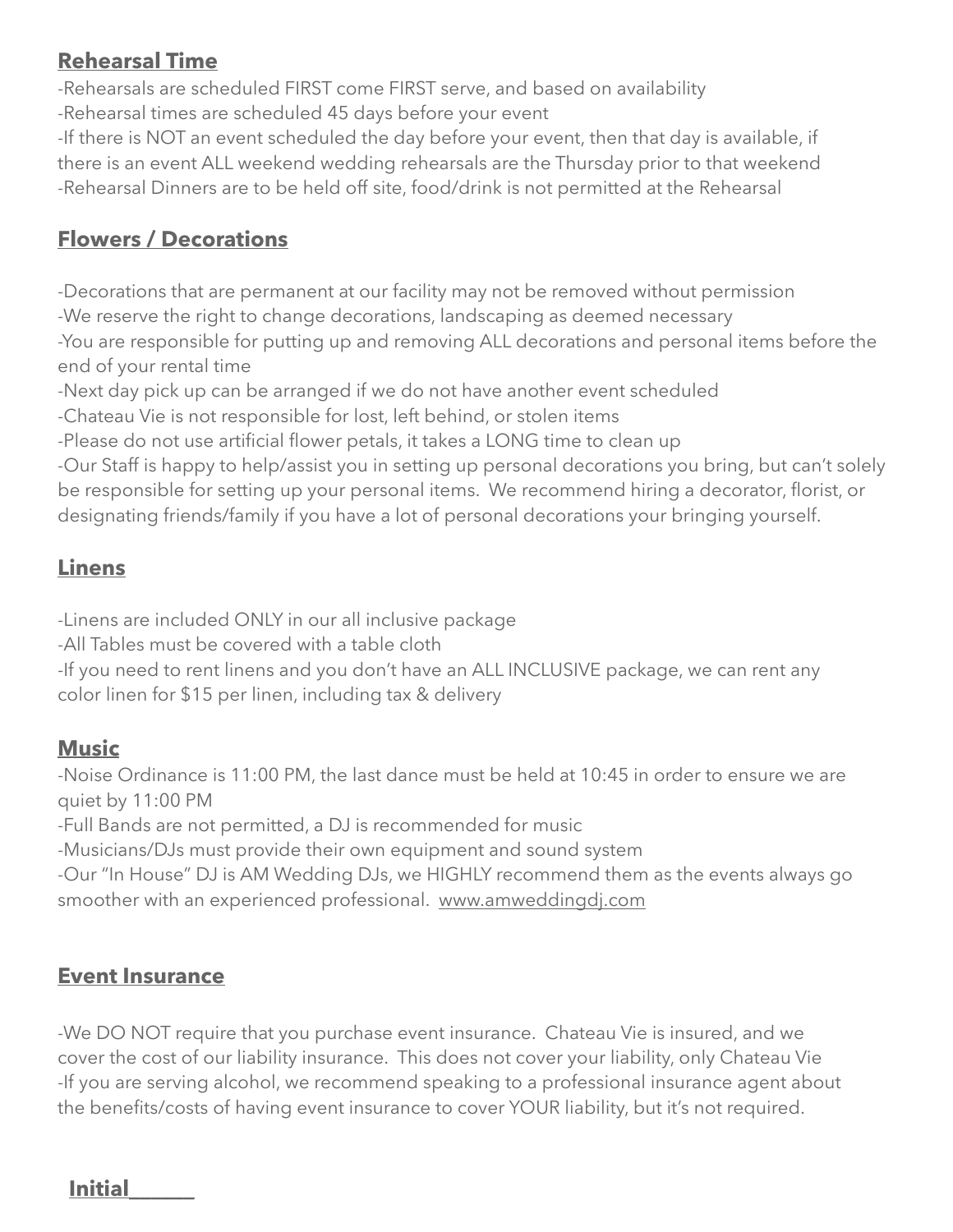## Rehearsal Time

-Rehearsals are scheduled FIRST come FIRST serve, and based on availability
-Rehearsal times are scheduled 45 days before your event
-If there is NOT an event scheduled the day before your event, then that day is available, if there is an event ALL weekend wedding rehearsals are the Thursday prior to that weekend
-Rehearsal Dinners are to be held off site, food/drink is not permitted at the Rehearsal

## Flowers / Decorations

-Decorations that are permanent at our facility may not be removed without permission
-We reserve the right to change decorations, landscaping as deemed necessary
-You are responsible for putting up and removing ALL decorations and personal items before the end of your rental time
-Next day pick up can be arranged if we do not have another event scheduled
-Chateau Vie is not responsible for lost, left behind, or stolen items
-Please do not use artificial flower petals, it takes a LONG time to clean up
-Our Staff is happy to help/assist you in setting up personal decorations you bring, but can't solely be responsible for setting up your personal items. We recommend hiring a decorator, florist, or designating friends/family if you have a lot of personal decorations your bringing yourself.

## Linens

-Linens are included ONLY in our all inclusive package
-All Tables must be covered with a table cloth
-If you need to rent linens and you don't have an ALL INCLUSIVE package, we can rent any color linen for $15 per linen, including tax & delivery

## Music

-Noise Ordinance is 11:00 PM, the last dance must be held at 10:45 in order to ensure we are quiet by 11:00 PM
-Full Bands are not permitted, a DJ is recommended for music
-Musicians/DJs must provide their own equipment and sound system
-Our "In House" DJ is AM Wedding DJs, we HIGHLY recommend them as the events always go smoother with an experienced professional. www.amweddingdj.com

## Event Insurance

-We DO NOT require that you purchase event insurance. Chateau Vie is insured, and we cover the cost of our liability insurance. This does not cover your liability, only Chateau Vie
-If you are serving alcohol, we recommend speaking to a professional insurance agent about the benefits/costs of having event insurance to cover YOUR liability, but it's not required.

**Initial______**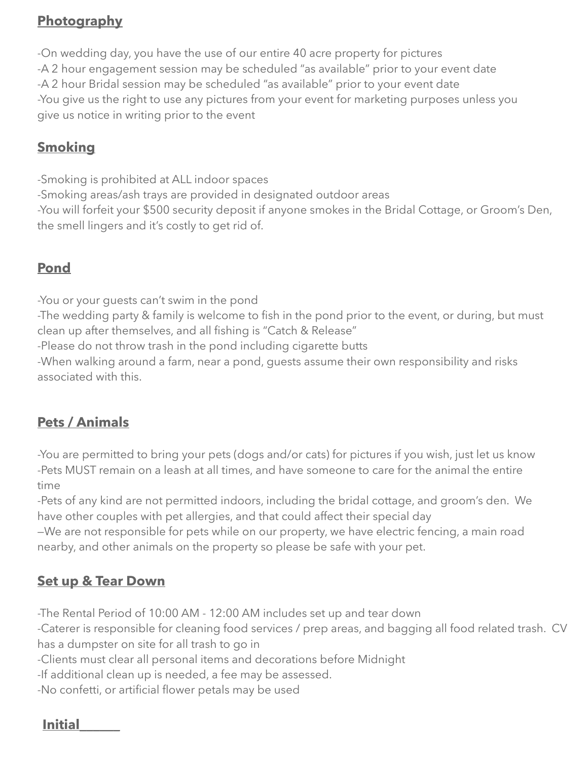## Photography

-On wedding day, you have the use of our entire 40 acre property for pictures
-A 2 hour engagement session may be scheduled "as available" prior to your event date
-A 2 hour Bridal session may be scheduled "as available" prior to your event date
-You give us the right to use any pictures from your event for marketing purposes unless you give us notice in writing prior to the event

## Smoking

-Smoking is prohibited at ALL indoor spaces
-Smoking areas/ash trays are provided in designated outdoor areas
-You will forfeit your $500 security deposit if anyone smokes in the Bridal Cottage, or Groom's Den, the smell lingers and it's costly to get rid of.

## Pond

-You or your guests can't swim in the pond
-The wedding party & family is welcome to fish in the pond prior to the event, or during, but must clean up after themselves, and all fishing is "Catch & Release"
-Please do not throw trash in the pond including cigarette butts
-When walking around a farm, near a pond, guests assume their own responsibility and risks associated with this.

## Pets / Animals

-You are permitted to bring your pets (dogs and/or cats) for pictures if you wish, just let us know
-Pets MUST remain on a leash at all times, and have someone to care for the animal the entire time
-Pets of any kind are not permitted indoors, including the bridal cottage, and groom's den. We have other couples with pet allergies, and that could affect their special day
—We are not responsible for pets while on our property, we have electric fencing, a main road nearby, and other animals on the property so please be safe with your pet.

## Set up & Tear Down

-The Rental Period of 10:00 AM - 12:00 AM includes set up and tear down
-Caterer is responsible for cleaning food services / prep areas, and bagging all food related trash. CV has a dumpster on site for all trash to go in
-Clients must clear all personal items and decorations before Midnight
-If additional clean up is needed, a fee may be assessed.
-No confetti, or artificial flower petals may be used

**Initial______**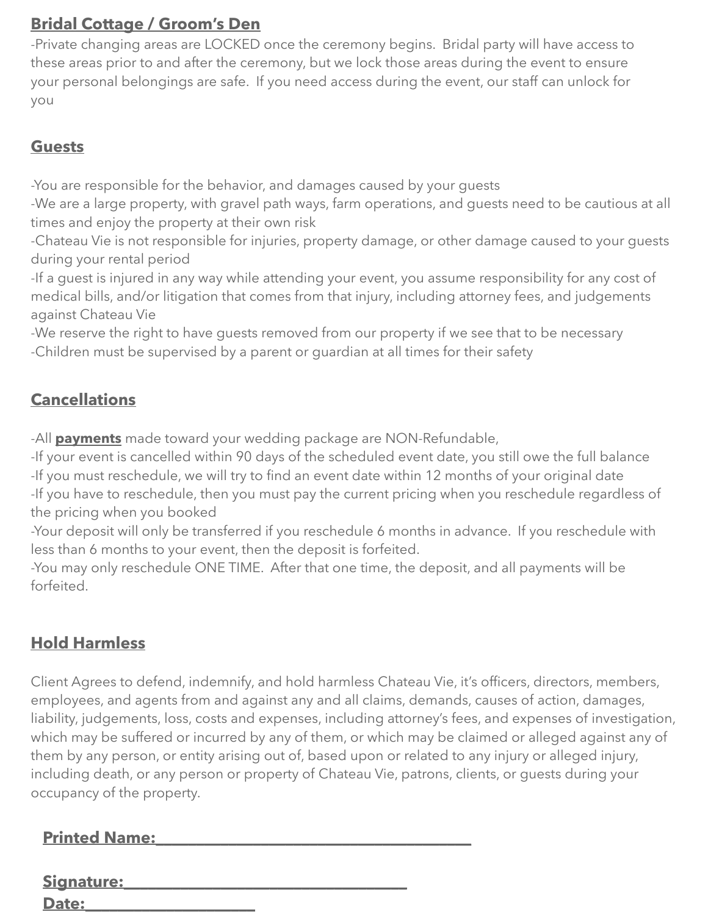**Bridal Cottage / Groom's Den**

-Private changing areas are LOCKED once the ceremony begins. Bridal party will have access to these areas prior to and after the ceremony, but we lock those areas during the event to ensure your personal belongings are safe. If you need access during the event, our staff can unlock for you

**Guests**

-You are responsible for the behavior, and damages caused by your guests
-We are a large property, with gravel path ways, farm operations, and guests need to be cautious at all times and enjoy the property at their own risk
-Chateau Vie is not responsible for injuries, property damage, or other damage caused to your guests during your rental period
-If a guest is injured in any way while attending your event, you assume responsibility for any cost of medical bills, and/or litigation that comes from that injury, including attorney fees, and judgements against Chateau Vie
-We reserve the right to have guests removed from our property if we see that to be necessary
-Children must be supervised by a parent or guardian at all times for their safety

**Cancellations**

-All **payments** made toward your wedding package are NON-Refundable,
-If your event is cancelled within 90 days of the scheduled event date, you still owe the full balance
-If you must reschedule, we will try to find an event date within 12 months of your original date
-If you have to reschedule, then you must pay the current pricing when you reschedule regardless of the pricing when you booked
-Your deposit will only be transferred if you reschedule 6 months in advance. If you reschedule with less than 6 months to your event, then the deposit is forfeited.
-You may only reschedule ONE TIME. After that one time, the deposit, and all payments will be forfeited.

**Hold Harmless**

Client Agrees to defend, indemnify, and hold harmless Chateau Vie, it's officers, directors, members, employees, and agents from and against any and all claims, demands, causes of action, damages, liability, judgements, loss, costs and expenses, including attorney's fees, and expenses of investigation, which may be suffered or incurred by any of them, or which may be claimed or alleged against any of them by any person, or entity arising out of, based upon or related to any injury or alleged injury, including death, or any person or property of Chateau Vie, patrons, clients, or guests during your occupancy of the property.

**Printed Name:**_______________________________________

**Signature:**___________________________________

**Date:**____________________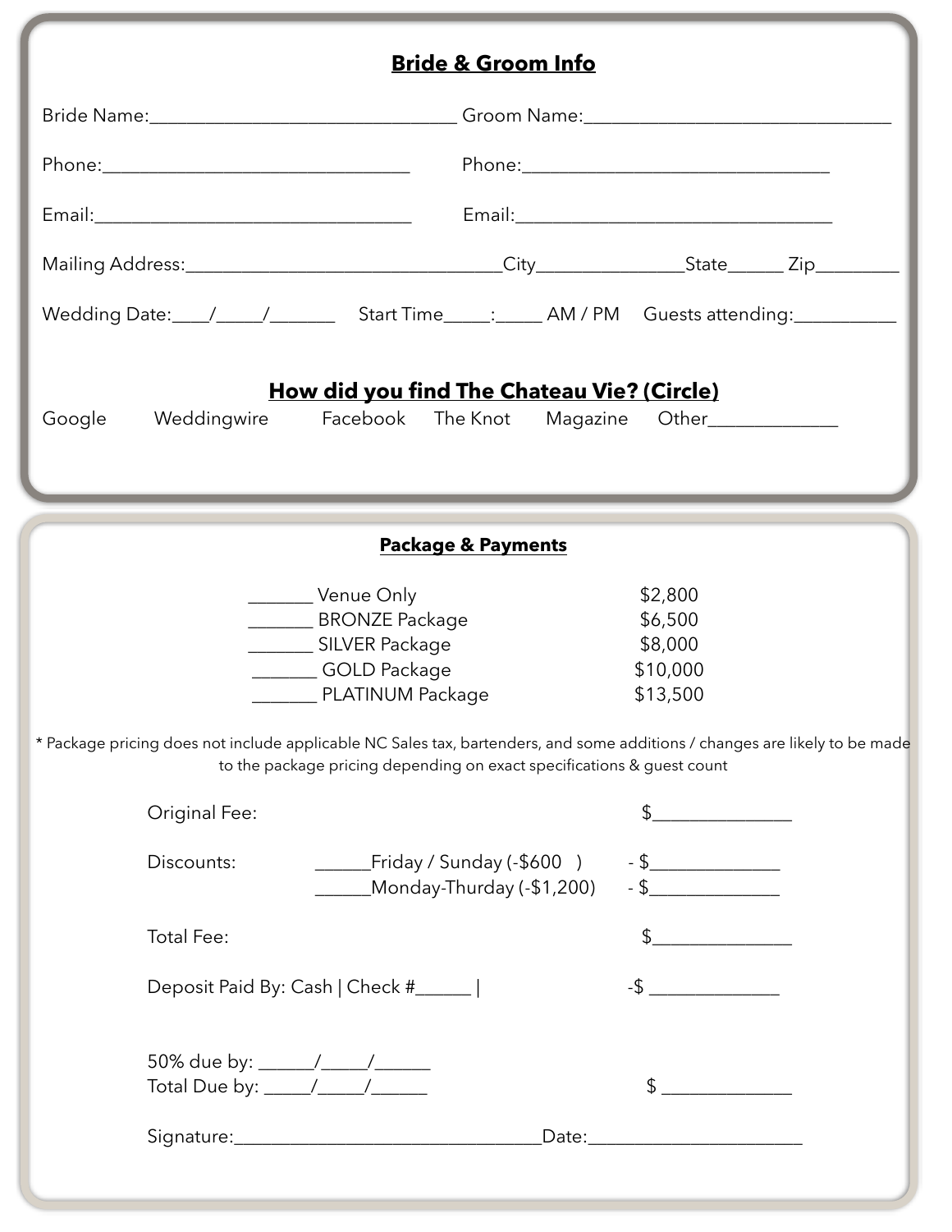## Bride & Groom Info

Bride Name:_______________________________ Groom Name:_______________________________

Phone:_______________________________ Phone:_______________________________

Email:_______________________________ Email:_______________________________

Mailing Address:_______________________________City_______________State______ Zip_________

Wedding Date:____/_____/_______ Start Time_____:_____ AM / PM Guests attending:___________

## How did you find The Chateau Vie? (Circle)

Google Weddingwire Facebook The Knot Magazine Other_____________

## Package & Payments

| | | |
|---|---|---|
| _______ | Venue Only | $2,800 |
| _______ | BRONZE Package | $6,500 |
| _______ | SILVER Package | $8,000 |
| _______ | GOLD Package | $10,000 |
| _______ | PLATINUM Package | $13,500 |

* Package pricing does not include applicable NC Sales tax, bartenders, and some additions / changes are likely to be made to the package pricing depending on exact specifications & guest count

Original Fee: $_______________

Discounts: ______Friday / Sunday (-$600 ) - $______________

______Monday-Thurday (-$1,200) - $______________

Total Fee: $_______________

Deposit Paid By: Cash | Check #______ | -$ ______________

50% due by: ______/_____/______

Total Due by: _____/_____/______ $ ______________

Signature:_________________________________Date:______________________